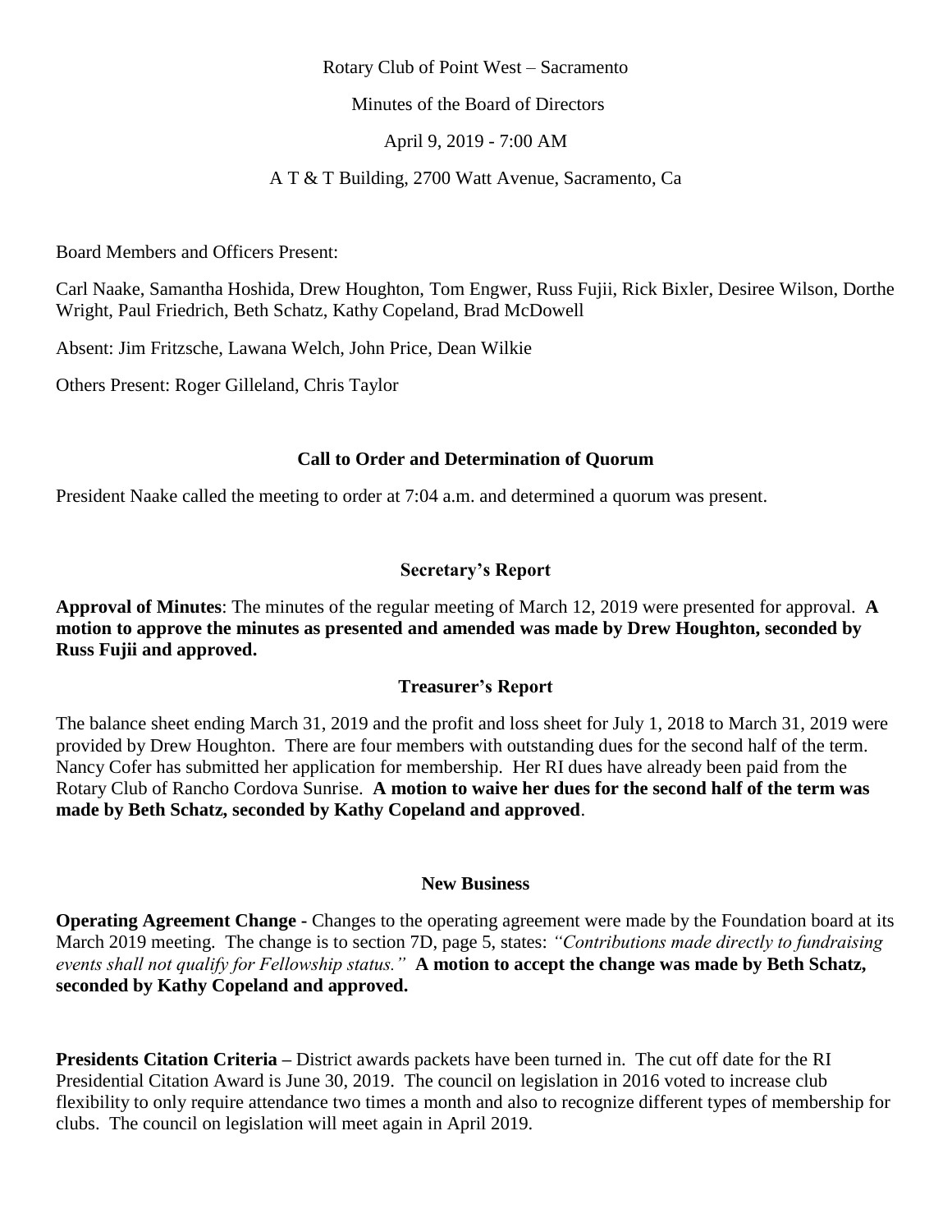Rotary Club of Point West – Sacramento

Minutes of the Board of Directors

April 9, 2019 - 7:00 AM

A T & T Building, 2700 Watt Avenue, Sacramento, Ca

Board Members and Officers Present:

Carl Naake, Samantha Hoshida, Drew Houghton, Tom Engwer, Russ Fujii, Rick Bixler, Desiree Wilson, Dorthe Wright, Paul Friedrich, Beth Schatz, Kathy Copeland, Brad McDowell

Absent: Jim Fritzsche, Lawana Welch, John Price, Dean Wilkie

Others Present: Roger Gilleland, Chris Taylor

## Call to Order and Determination of Quorum

President Naake called the meeting to order at 7:04 a.m. and determined a quorum was present.

## Secretary's Report

**Approval of Minutes**: The minutes of the regular meeting of March 12, 2019 were presented for approval. **A motion to approve the minutes as presented and amended was made by Drew Houghton, seconded by Russ Fujii and approved.**

## Treasurer's Report

The balance sheet ending March 31, 2019 and the profit and loss sheet for July 1, 2018 to March 31, 2019 were provided by Drew Houghton. There are four members with outstanding dues for the second half of the term. Nancy Cofer has submitted her application for membership. Her RI dues have already been paid from the Rotary Club of Rancho Cordova Sunrise. **A motion to waive her dues for the second half of the term was made by Beth Schatz, seconded by Kathy Copeland and approved**.

## New Business

**Operating Agreement Change -** Changes to the operating agreement were made by the Foundation board at its March 2019 meeting. The change is to section 7D, page 5, states: *"Contributions made directly to fundraising events shall not qualify for Fellowship status."* **A motion to accept the change was made by Beth Schatz, seconded by Kathy Copeland and approved.**

**Presidents Citation Criteria –** District awards packets have been turned in. The cut off date for the RI Presidential Citation Award is June 30, 2019. The council on legislation in 2016 voted to increase club flexibility to only require attendance two times a month and also to recognize different types of membership for clubs. The council on legislation will meet again in April 2019.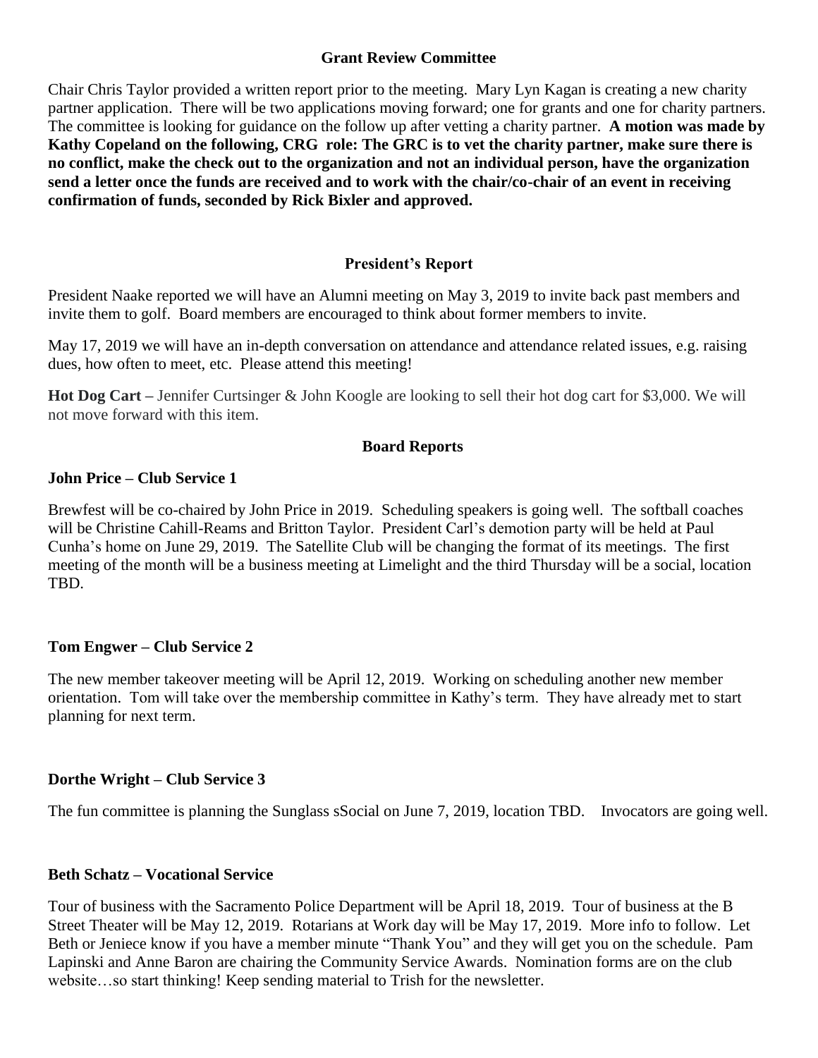## Grant Review Committee

Chair Chris Taylor provided a written report prior to the meeting. Mary Lyn Kagan is creating a new charity partner application. There will be two applications moving forward; one for grants and one for charity partners. The committee is looking for guidance on the follow up after vetting a charity partner. **A motion was made by Kathy Copeland on the following, CRG role: The GRC is to vet the charity partner, make sure there is no conflict, make the check out to the organization and not an individual person, have the organization send a letter once the funds are received and to work with the chair/co-chair of an event in receiving confirmation of funds, seconded by Rick Bixler and approved.**

## President's Report

President Naake reported we will have an Alumni meeting on May 3, 2019 to invite back past members and invite them to golf. Board members are encouraged to think about former members to invite.

May 17, 2019 we will have an in-depth conversation on attendance and attendance related issues, e.g. raising dues, how often to meet, etc. Please attend this meeting!

**Hot Dog Cart –** Jennifer Curtsinger & John Koogle are looking to sell their hot dog cart for $3,000. We will not move forward with this item.

## Board Reports

### John Price – Club Service 1

Brewfest will be co-chaired by John Price in 2019. Scheduling speakers is going well. The softball coaches will be Christine Cahill-Reams and Britton Taylor. President Carl's demotion party will be held at Paul Cunha's home on June 29, 2019. The Satellite Club will be changing the format of its meetings. The first meeting of the month will be a business meeting at Limelight and the third Thursday will be a social, location TBD.

### Tom Engwer – Club Service 2

The new member takeover meeting will be April 12, 2019. Working on scheduling another new member orientation. Tom will take over the membership committee in Kathy's term. They have already met to start planning for next term.

### Dorthe Wright – Club Service 3

The fun committee is planning the Sunglass sSocial on June 7, 2019, location TBD. Invocators are going well.

### Beth Schatz – Vocational Service

Tour of business with the Sacramento Police Department will be April 18, 2019. Tour of business at the B Street Theater will be May 12, 2019. Rotarians at Work day will be May 17, 2019. More info to follow. Let Beth or Jeniece know if you have a member minute "Thank You" and they will get you on the schedule. Pam Lapinski and Anne Baron are chairing the Community Service Awards. Nomination forms are on the club website…so start thinking! Keep sending material to Trish for the newsletter.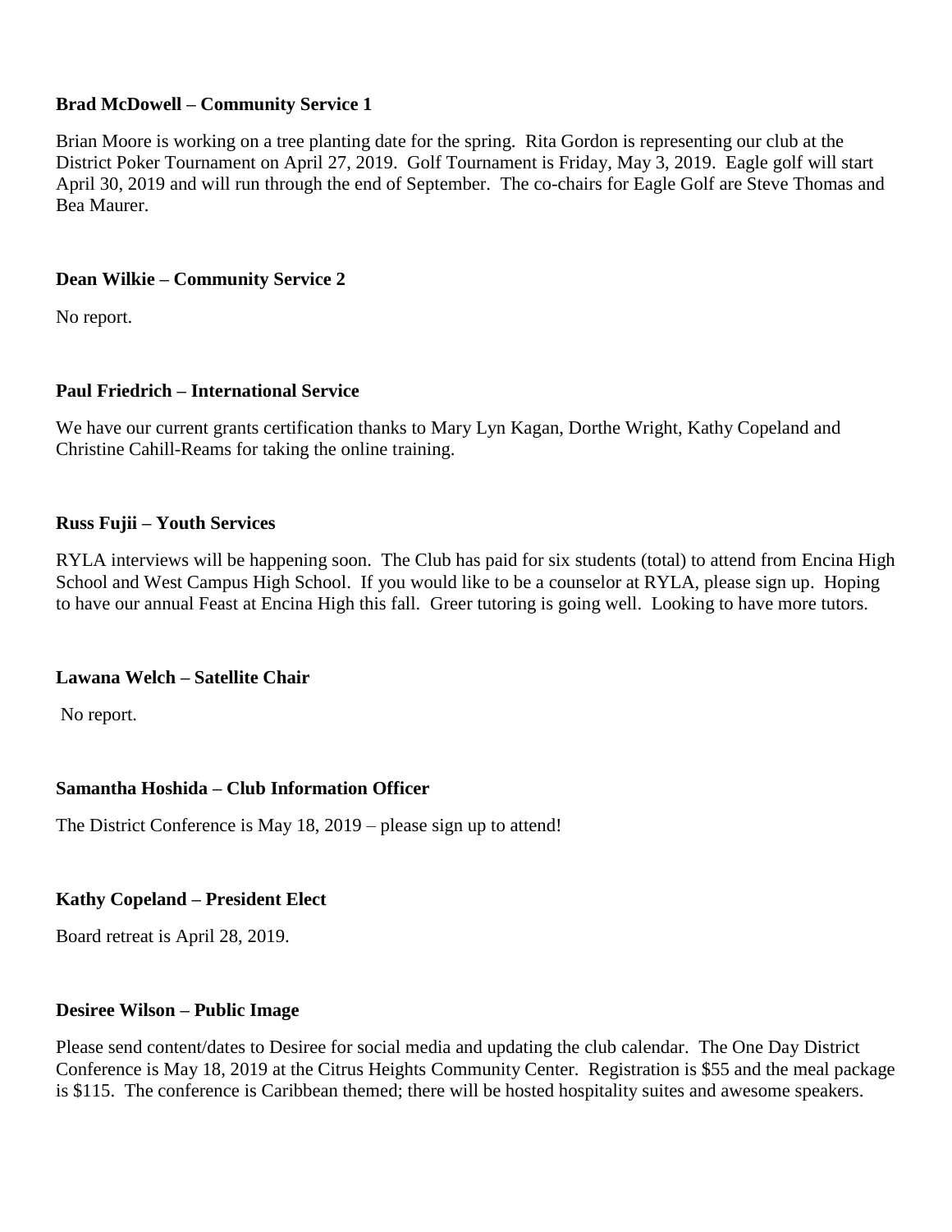**Brad McDowell – Community Service 1**

Brian Moore is working on a tree planting date for the spring. Rita Gordon is representing our club at the District Poker Tournament on April 27, 2019. Golf Tournament is Friday, May 3, 2019. Eagle golf will start April 30, 2019 and will run through the end of September. The co-chairs for Eagle Golf are Steve Thomas and Bea Maurer.

**Dean Wilkie – Community Service 2**

No report.

**Paul Friedrich – International Service**

We have our current grants certification thanks to Mary Lyn Kagan, Dorthe Wright, Kathy Copeland and Christine Cahill-Reams for taking the online training.

**Russ Fujii – Youth Services**

RYLA interviews will be happening soon. The Club has paid for six students (total) to attend from Encina High School and West Campus High School. If you would like to be a counselor at RYLA, please sign up. Hoping to have our annual Feast at Encina High this fall. Greer tutoring is going well. Looking to have more tutors.

**Lawana Welch – Satellite Chair**

No report.

**Samantha Hoshida – Club Information Officer**

The District Conference is May 18, 2019 – please sign up to attend!

**Kathy Copeland – President Elect**

Board retreat is April 28, 2019.

**Desiree Wilson – Public Image**

Please send content/dates to Desiree for social media and updating the club calendar. The One Day District Conference is May 18, 2019 at the Citrus Heights Community Center. Registration is $55 and the meal package is $115. The conference is Caribbean themed; there will be hosted hospitality suites and awesome speakers.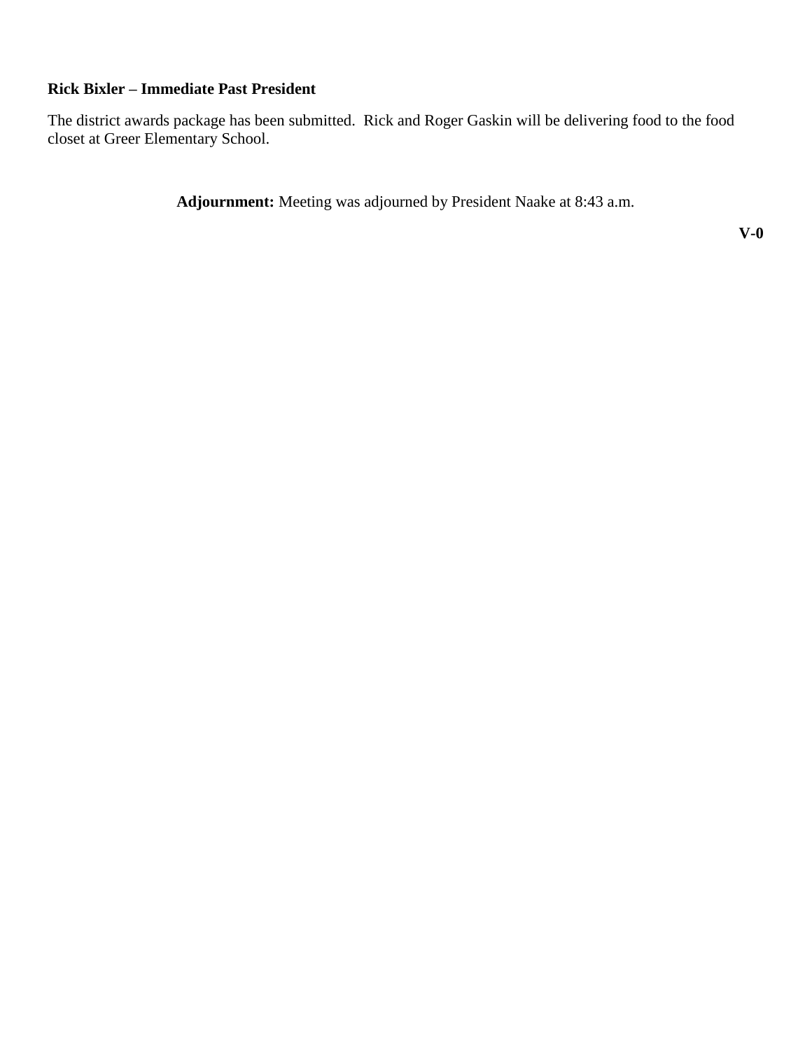**Rick Bixler – Immediate Past President**

The district awards package has been submitted.  Rick and Roger Gaskin will be delivering food to the food closet at Greer Elementary School.

**Adjournment:** Meeting was adjourned by President Naake at 8:43 a.m.

**V-0**